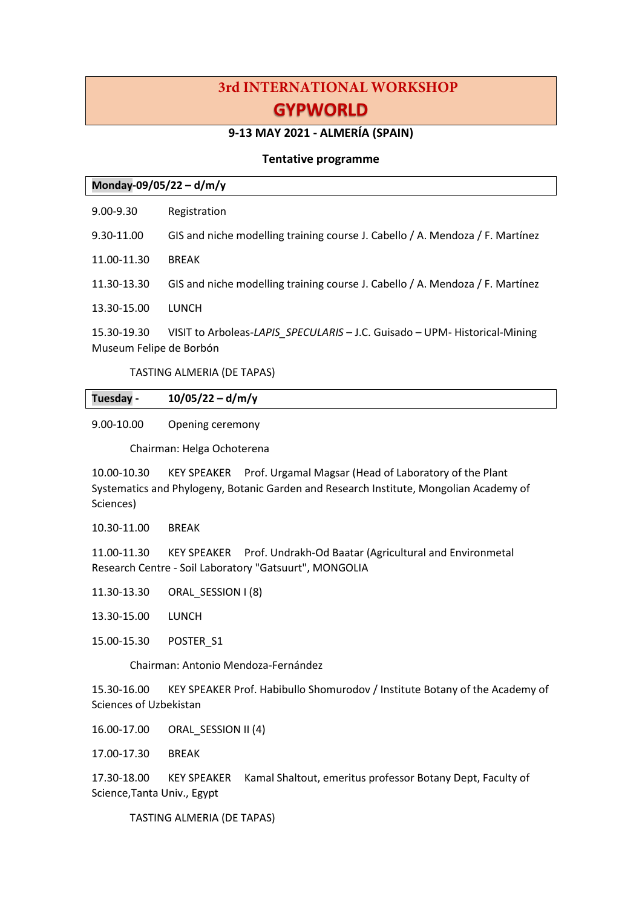# 3rd INTERNATIONAL WORKSHOP
# GYPWORLD

**9-13 MAY 2021 - ALMERÍA (SPAIN)**

**Tentative programme**

**Monday-09/05/22 – d/m/y**

9.00-9.30 Registration

9.30-11.00 GIS and niche modelling training course J. Cabello / A. Mendoza / F. Martínez

11.00-11.30 BREAK

11.30-13.30 GIS and niche modelling training course J. Cabello / A. Mendoza / F. Martínez

13.30-15.00 LUNCH

15.30-19.30 VISIT to Arboleas-*LAPIS_SPECULARIS* – J.C. Guisado – UPM- Historical-Mining Museum Felipe de Borbón

TASTING ALMERIA (DE TAPAS)

**Tuesday - 10/05/22 – d/m/y**

9.00-10.00 Opening ceremony

Chairman: Helga Ochoterena

10.00-10.30 KEY SPEAKER Prof. Urgamal Magsar (Head of Laboratory of the Plant Systematics and Phylogeny, Botanic Garden and Research Institute, Mongolian Academy of Sciences)

10.30-11.00 BREAK

11.00-11.30 KEY SPEAKER Prof. Undrakh-Od Baatar (Agricultural and Environmetal Research Centre - Soil Laboratory "Gatsuurt", MONGOLIA

11.30-13.30 ORAL_SESSION I (8)

13.30-15.00 LUNCH

15.00-15.30 POSTER_S1

Chairman: Antonio Mendoza-Fernández

15.30-16.00 KEY SPEAKER Prof. Habibullo Shomurodov / Institute Botany of the Academy of Sciences of Uzbekistan

16.00-17.00 ORAL_SESSION II (4)

17.00-17.30 BREAK

17.30-18.00 KEY SPEAKER Kamal Shaltout, emeritus professor Botany Dept, Faculty of Science,Tanta Univ., Egypt

TASTING ALMERIA (DE TAPAS)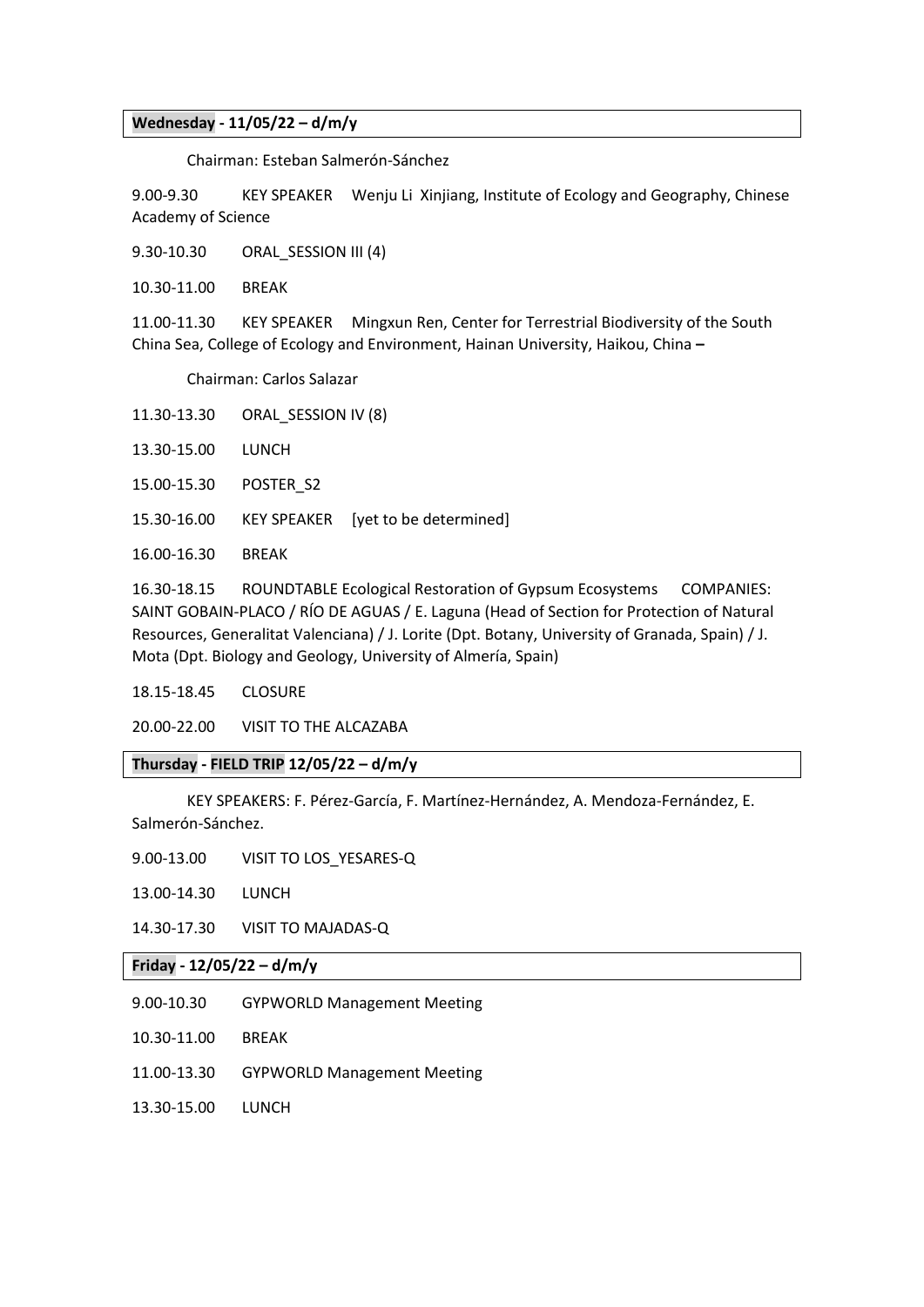**Wednesday - 11/05/22 – d/m/y**

Chairman: Esteban Salmerón-Sánchez

9.00-9.30 KEY SPEAKER Wenju Li Xinjiang, Institute of Ecology and Geography, Chinese Academy of Science

9.30-10.30 ORAL_SESSION III (4)

10.30-11.00 BREAK

11.00-11.30 KEY SPEAKER Mingxun Ren, Center for Terrestrial Biodiversity of the South China Sea, College of Ecology and Environment, Hainan University, Haikou, China **–**

Chairman: Carlos Salazar

11.30-13.30 ORAL_SESSION IV (8)

13.30-15.00 LUNCH

15.00-15.30 POSTER_S2

15.30-16.00 KEY SPEAKER [yet to be determined]

16.00-16.30 BREAK

16.30-18.15 ROUNDTABLE Ecological Restoration of Gypsum Ecosystems COMPANIES: SAINT GOBAIN-PLACO / RÍO DE AGUAS / E. Laguna (Head of Section for Protection of Natural Resources, Generalitat Valenciana) / J. Lorite (Dpt. Botany, University of Granada, Spain) / J. Mota (Dpt. Biology and Geology, University of Almería, Spain)

18.15-18.45 CLOSURE

20.00-22.00 VISIT TO THE ALCAZABA

**Thursday - FIELD TRIP 12/05/22 – d/m/y**

KEY SPEAKERS: F. Pérez-García, F. Martínez-Hernández, A. Mendoza-Fernández, E. Salmerón-Sánchez.

9.00-13.00 VISIT TO LOS_YESARES-Q

13.00-14.30 LUNCH

14.30-17.30 VISIT TO MAJADAS-Q

**Friday - 12/05/22 – d/m/y**

9.00-10.30 GYPWORLD Management Meeting

10.30-11.00 BREAK

11.00-13.30 GYPWORLD Management Meeting

13.30-15.00 LUNCH